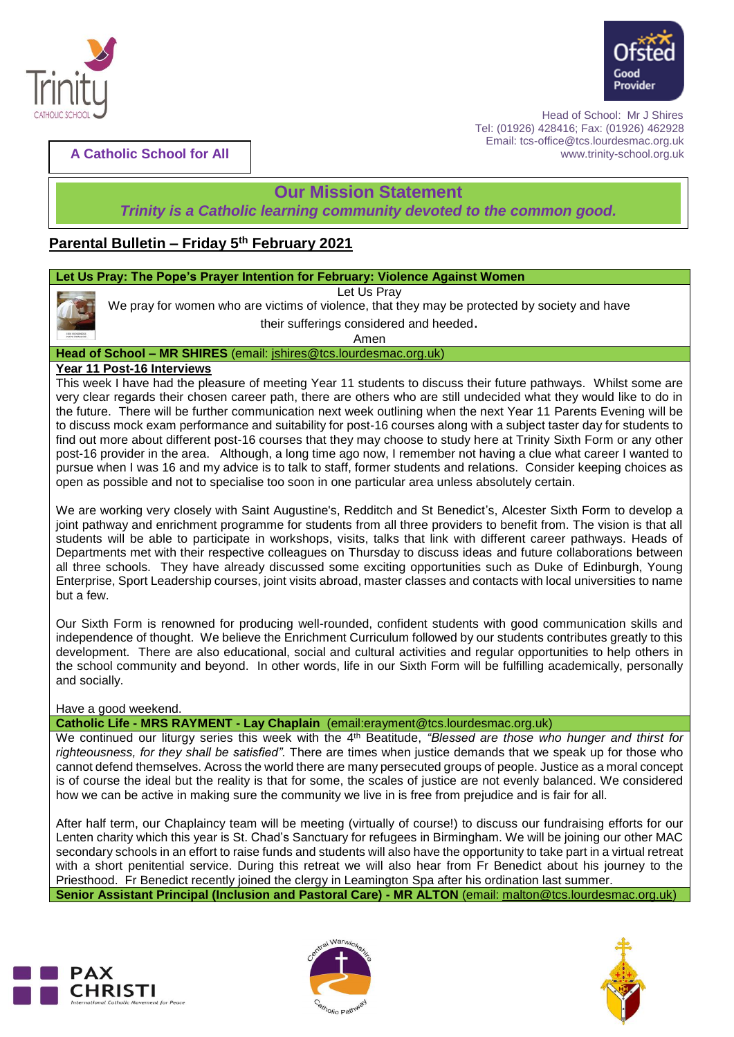Trinity CATHOLIC SCHOOL

Ofsted Good Provider

Head of School: Mr J Shires
Tel: (01926) 428416; Fax: (01926) 462928
Email: tcs-office@tcs.lourdesmac.org.uk
www.trinity-school.org.uk

**A Catholic School for All**

## Our Mission Statement

***Trinity is a Catholic learning community devoted to the common good.***

## Parental Bulletin – Friday 5th February 2021

### Let Us Pray: The Pope's Prayer Intention for February: Violence Against Women

Let Us Pray

We pray for women who are victims of violence, that they may be protected by society and have their sufferings considered and heeded.

Amen

### Head of School – MR SHIRES (email: jshires@tcs.lourdesmac.org.uk)

**Year 11 Post-16 Interviews**

This week I have had the pleasure of meeting Year 11 students to discuss their future pathways. Whilst some are very clear regards their chosen career path, there are others who are still undecided what they would like to do in the future. There will be further communication next week outlining when the next Year 11 Parents Evening will be to discuss mock exam performance and suitability for post-16 courses along with a subject taster day for students to find out more about different post-16 courses that they may choose to study here at Trinity Sixth Form or any other post-16 provider in the area. Although, a long time ago now, I remember not having a clue what career I wanted to pursue when I was 16 and my advice is to talk to staff, former students and relations. Consider keeping choices as open as possible and not to specialise too soon in one particular area unless absolutely certain.

We are working very closely with Saint Augustine's, Redditch and St Benedict's, Alcester Sixth Form to develop a joint pathway and enrichment programme for students from all three providers to benefit from. The vision is that all students will be able to participate in workshops, visits, talks that link with different career pathways. Heads of Departments met with their respective colleagues on Thursday to discuss ideas and future collaborations between all three schools. They have already discussed some exciting opportunities such as Duke of Edinburgh, Young Enterprise, Sport Leadership courses, joint visits abroad, master classes and contacts with local universities to name but a few.

Our Sixth Form is renowned for producing well-rounded, confident students with good communication skills and independence of thought. We believe the Enrichment Curriculum followed by our students contributes greatly to this development. There are also educational, social and cultural activities and regular opportunities to help others in the school community and beyond. In other words, life in our Sixth Form will be fulfilling academically, personally and socially.

Have a good weekend.

### Catholic Life - MRS RAYMENT - Lay Chaplain (email:erayment@tcs.lourdesmac.org.uk)

We continued our liturgy series this week with the 4th Beatitude, *"Blessed are those who hunger and thirst for righteousness, for they shall be satisfied".* There are times when justice demands that we speak up for those who cannot defend themselves. Across the world there are many persecuted groups of people. Justice as a moral concept is of course the ideal but the reality is that for some, the scales of justice are not evenly balanced. We considered how we can be active in making sure the community we live in is free from prejudice and is fair for all.

After half term, our Chaplaincy team will be meeting (virtually of course!) to discuss our fundraising efforts for our Lenten charity which this year is St. Chad's Sanctuary for refugees in Birmingham. We will be joining our other MAC secondary schools in an effort to raise funds and students will also have the opportunity to take part in a virtual retreat with a short penitential service. During this retreat we will also hear from Fr Benedict about his journey to the Priesthood. Fr Benedict recently joined the clergy in Leamington Spa after his ordination last summer.

### Senior Assistant Principal (Inclusion and Pastoral Care) - MR ALTON (email: malton@tcs.lourdesmac.org.uk)

PAX CHRISTI International Catholic Movement for Peace

Central Warwickshire Catholic Pathway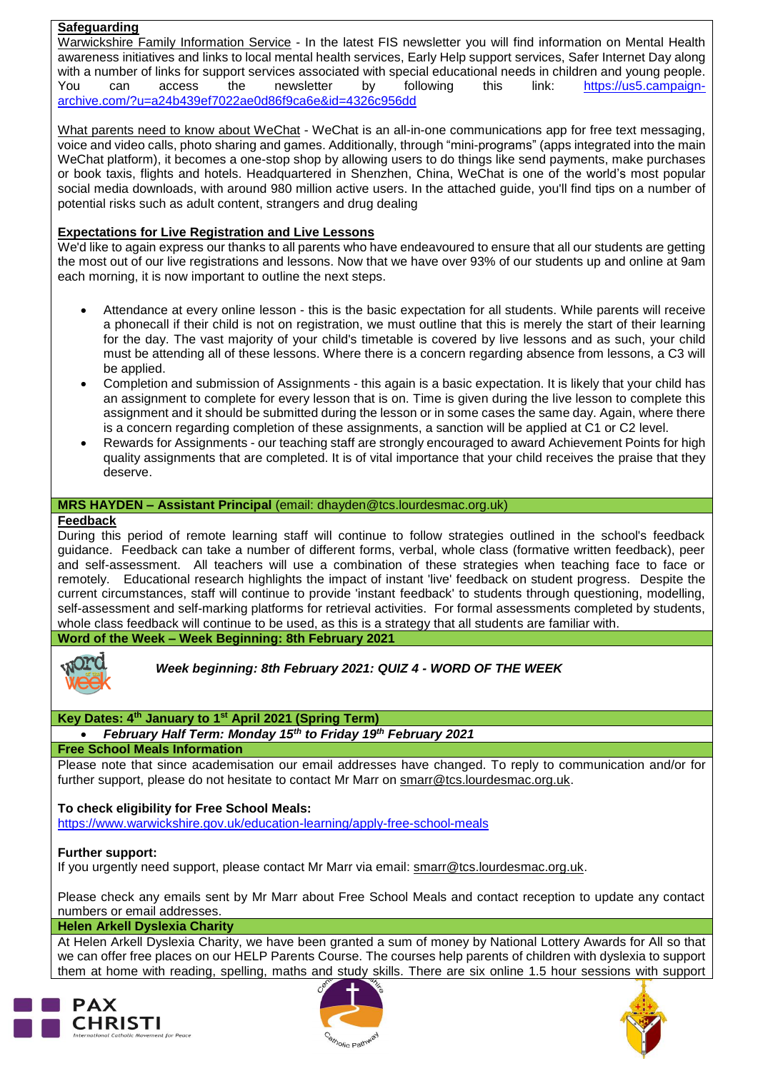## Safeguarding

Warwickshire Family Information Service - In the latest FIS newsletter you will find information on Mental Health awareness initiatives and links to local mental health services, Early Help support services, Safer Internet Day along with a number of links for support services associated with special educational needs in children and young people. You can access the newsletter by following this link: https://us5.campaign-archive.com/?u=a24b439ef7022ae0d86f9ca6e&id=4326c956dd

What parents need to know about WeChat - WeChat is an all-in-one communications app for free text messaging, voice and video calls, photo sharing and games. Additionally, through "mini-programs" (apps integrated into the main WeChat platform), it becomes a one-stop shop by allowing users to do things like send payments, make purchases or book taxis, flights and hotels. Headquartered in Shenzhen, China, WeChat is one of the world's most popular social media downloads, with around 980 million active users. In the attached guide, you'll find tips on a number of potential risks such as adult content, strangers and drug dealing

## Expectations for Live Registration and Live Lessons

We'd like to again express our thanks to all parents who have endeavoured to ensure that all our students are getting the most out of our live registrations and lessons. Now that we have over 93% of our students up and online at 9am each morning, it is now important to outline the next steps.

- Attendance at every online lesson - this is the basic expectation for all students. While parents will receive a phonecall if their child is not on registration, we must outline that this is merely the start of their learning for the day. The vast majority of your child's timetable is covered by live lessons and as such, your child must be attending all of these lessons. Where there is a concern regarding absence from lessons, a C3 will be applied.
- Completion and submission of Assignments - this again is a basic expectation. It is likely that your child has an assignment to complete for every lesson that is on. Time is given during the live lesson to complete this assignment and it should be submitted during the lesson or in some cases the same day. Again, where there is a concern regarding completion of these assignments, a sanction will be applied at C1 or C2 level.
- Rewards for Assignments - our teaching staff are strongly encouraged to award Achievement Points for high quality assignments that are completed. It is of vital importance that your child receives the praise that they deserve.

## MRS HAYDEN – Assistant Principal (email: dhayden@tcs.lourdesmac.org.uk)

### Feedback

During this period of remote learning staff will continue to follow strategies outlined in the school's feedback guidance. Feedback can take a number of different forms, verbal, whole class (formative written feedback), peer and self-assessment. All teachers will use a combination of these strategies when teaching face to face or remotely. Educational research highlights the impact of instant 'live' feedback on student progress. Despite the current circumstances, staff will continue to provide 'instant feedback' to students through questioning, modelling, self-assessment and self-marking platforms for retrieval activities. For formal assessments completed by students, whole class feedback will continue to be used, as this is a strategy that all students are familiar with.

## Word of the Week – Week Beginning: 8th February 2021

***Week beginning: 8th February 2021: QUIZ 4 - WORD OF THE WEEK***

## Key Dates: 4th January to 1st April 2021 (Spring Term)

- ***February Half Term: Monday 15th to Friday 19th February 2021***

## Free School Meals Information

Please note that since academisation our email addresses have changed. To reply to communication and/or for further support, please do not hesitate to contact Mr Marr on smarr@tcs.lourdesmac.org.uk.

**To check eligibility for Free School Meals:**
https://www.warwickshire.gov.uk/education-learning/apply-free-school-meals

**Further support:**
If you urgently need support, please contact Mr Marr via email: smarr@tcs.lourdesmac.org.uk.

Please check any emails sent by Mr Marr about Free School Meals and contact reception to update any contact numbers or email addresses.

## Helen Arkell Dyslexia Charity

At Helen Arkell Dyslexia Charity, we have been granted a sum of money by National Lottery Awards for All so that we can offer free places on our HELP Parents Course. The courses help parents of children with dyslexia to support them at home with reading, spelling, maths and study skills. There are six online 1.5 hour sessions with support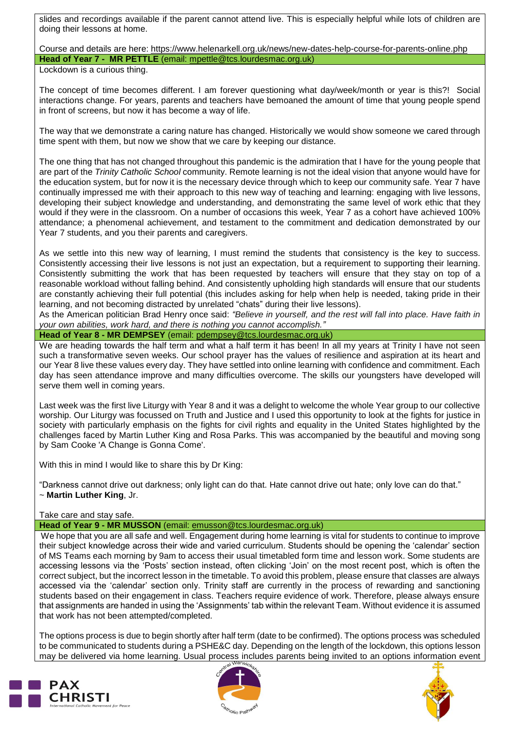slides and recordings available if the parent cannot attend live. This is especially helpful while lots of children are doing their lessons at home.

Course and details are here: https://www.helenarkell.org.uk/news/new-dates-help-course-for-parents-online.php

### Head of Year 7 - MR PETTLE (email: mpettle@tcs.lourdesmac.org.uk)

Lockdown is a curious thing.

The concept of time becomes different. I am forever questioning what day/week/month or year is this?! Social interactions change. For years, parents and teachers have bemoaned the amount of time that young people spend in front of screens, but now it has become a way of life.

The way that we demonstrate a caring nature has changed. Historically we would show someone we cared through time spent with them, but now we show that we care by keeping our distance.

The one thing that has not changed throughout this pandemic is the admiration that I have for the young people that are part of the *Trinity Catholic School* community. Remote learning is not the ideal vision that anyone would have for the education system, but for now it is the necessary device through which to keep our community safe. Year 7 have continually impressed me with their approach to this new way of teaching and learning: engaging with live lessons, developing their subject knowledge and understanding, and demonstrating the same level of work ethic that they would if they were in the classroom. On a number of occasions this week, Year 7 as a cohort have achieved 100% attendance; a phenomenal achievement, and testament to the commitment and dedication demonstrated by our Year 7 students, and you their parents and caregivers.

As we settle into this new way of learning, I must remind the students that consistency is the key to success. Consistently accessing their live lessons is not just an expectation, but a requirement to supporting their learning. Consistently submitting the work that has been requested by teachers will ensure that they stay on top of a reasonable workload without falling behind. And consistently upholding high standards will ensure that our students are constantly achieving their full potential (this includes asking for help when help is needed, taking pride in their learning, and not becoming distracted by unrelated "chats" during their live lessons).

As the American politician Brad Henry once said: *"Believe in yourself, and the rest will fall into place. Have faith in your own abilities, work hard, and there is nothing you cannot accomplish."*

### Head of Year 8 - MR DEMPSEY (email: pdempsey@tcs.lourdesmac.org.uk)

We are heading towards the half term and what a half term it has been! In all my years at Trinity I have not seen such a transformative seven weeks. Our school prayer has the values of resilience and aspiration at its heart and our Year 8 live these values every day. They have settled into online learning with confidence and commitment. Each day has seen attendance improve and many difficulties overcome. The skills our youngsters have developed will serve them well in coming years.

Last week was the first live Liturgy with Year 8 and it was a delight to welcome the whole Year group to our collective worship. Our Liturgy was focussed on Truth and Justice and I used this opportunity to look at the fights for justice in society with particularly emphasis on the fights for civil rights and equality in the United States highlighted by the challenges faced by Martin Luther King and Rosa Parks. This was accompanied by the beautiful and moving song by Sam Cooke 'A Change is Gonna Come'.

With this in mind I would like to share this by Dr King:

"Darkness cannot drive out darkness; only light can do that. Hate cannot drive out hate; only love can do that."
~ **Martin Luther King**, Jr.

Take care and stay safe.

### Head of Year 9 - MR MUSSON (email: emusson@tcs.lourdesmac.org.uk)

We hope that you are all safe and well. Engagement during home learning is vital for students to continue to improve their subject knowledge across their wide and varied curriculum. Students should be opening the 'calendar' section of MS Teams each morning by 9am to access their usual timetabled form time and lesson work. Some students are accessing lessons via the 'Posts' section instead, often clicking 'Join' on the most recent post, which is often the correct subject, but the incorrect lesson in the timetable. To avoid this problem, please ensure that classes are always accessed via the 'calendar' section only. Trinity staff are currently in the process of rewarding and sanctioning students based on their engagement in class. Teachers require evidence of work. Therefore, please always ensure that assignments are handed in using the 'Assignments' tab within the relevant Team. Without evidence it is assumed that work has not been attempted/completed.

The options process is due to begin shortly after half term (date to be confirmed). The options process was scheduled to be communicated to students during a PSHE&C day. Depending on the length of the lockdown, this options lesson may be delivered via home learning. Usual process includes parents being invited to an options information event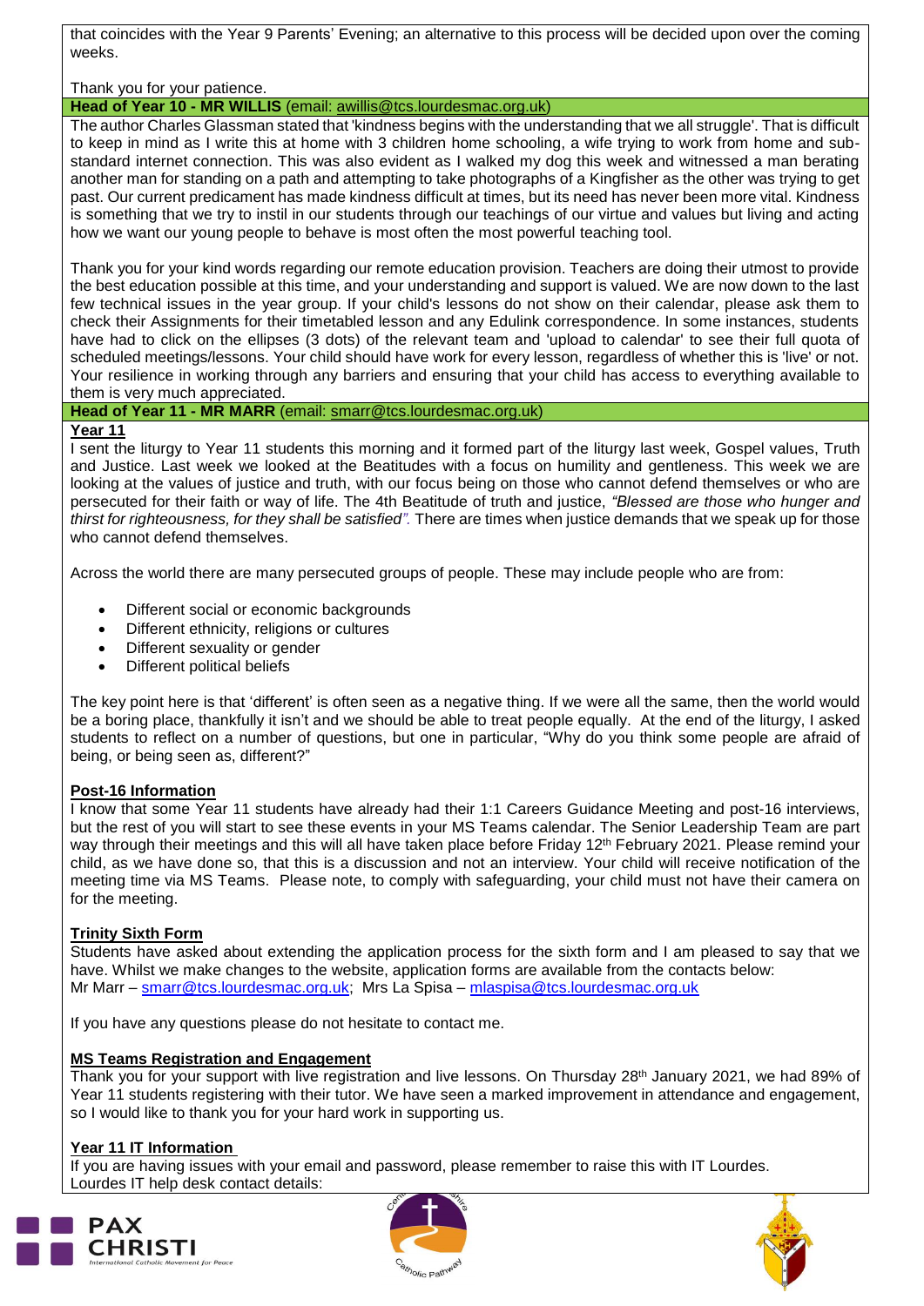that coincides with the Year 9 Parents' Evening; an alternative to this process will be decided upon over the coming weeks.

Thank you for your patience.

## Head of Year 10 - MR WILLIS (email: awillis@tcs.lourdesmac.org.uk)

The author Charles Glassman stated that 'kindness begins with the understanding that we all struggle'. That is difficult to keep in mind as I write this at home with 3 children home schooling, a wife trying to work from home and sub-standard internet connection. This was also evident as I walked my dog this week and witnessed a man berating another man for standing on a path and attempting to take photographs of a Kingfisher as the other was trying to get past. Our current predicament has made kindness difficult at times, but its need has never been more vital. Kindness is something that we try to instil in our students through our teachings of our virtue and values but living and acting how we want our young people to behave is most often the most powerful teaching tool.

Thank you for your kind words regarding our remote education provision. Teachers are doing their utmost to provide the best education possible at this time, and your understanding and support is valued. We are now down to the last few technical issues in the year group. If your child's lessons do not show on their calendar, please ask them to check their Assignments for their timetabled lesson and any Edulink correspondence. In some instances, students have had to click on the ellipses (3 dots) of the relevant team and 'upload to calendar' to see their full quota of scheduled meetings/lessons. Your child should have work for every lesson, regardless of whether this is 'live' or not. Your resilience in working through any barriers and ensuring that your child has access to everything available to them is very much appreciated.

## Head of Year 11 - MR MARR (email: smarr@tcs.lourdesmac.org.uk)

**Year 11**

I sent the liturgy to Year 11 students this morning and it formed part of the liturgy last week, Gospel values, Truth and Justice. Last week we looked at the Beatitudes with a focus on humility and gentleness. This week we are looking at the values of justice and truth, with our focus being on those who cannot defend themselves or who are persecuted for their faith or way of life. The 4th Beatitude of truth and justice, *"Blessed are those who hunger and thirst for righteousness, for they shall be satisfied".* There are times when justice demands that we speak up for those who cannot defend themselves.

Across the world there are many persecuted groups of people. These may include people who are from:

- Different social or economic backgrounds
- Different ethnicity, religions or cultures
- Different sexuality or gender
- Different political beliefs

The key point here is that 'different' is often seen as a negative thing. If we were all the same, then the world would be a boring place, thankfully it isn't and we should be able to treat people equally. At the end of the liturgy, I asked students to reflect on a number of questions, but one in particular, "Why do you think some people are afraid of being, or being seen as, different?"

**Post-16 Information**

I know that some Year 11 students have already had their 1:1 Careers Guidance Meeting and post-16 interviews, but the rest of you will start to see these events in your MS Teams calendar. The Senior Leadership Team are part way through their meetings and this will all have taken place before Friday 12th February 2021. Please remind your child, as we have done so, that this is a discussion and not an interview. Your child will receive notification of the meeting time via MS Teams. Please note, to comply with safeguarding, your child must not have their camera on for the meeting.

**Trinity Sixth Form**

Students have asked about extending the application process for the sixth form and I am pleased to say that we have. Whilst we make changes to the website, application forms are available from the contacts below:
Mr Marr – smarr@tcs.lourdesmac.org.uk; Mrs La Spisa – mlaspisa@tcs.lourdesmac.org.uk

If you have any questions please do not hesitate to contact me.

**MS Teams Registration and Engagement**

Thank you for your support with live registration and live lessons. On Thursday 28th January 2021, we had 89% of Year 11 students registering with their tutor. We have seen a marked improvement in attendance and engagement, so I would like to thank you for your hard work in supporting us.

**Year 11 IT Information**

If you are having issues with your email and password, please remember to raise this with IT Lourdes.
Lourdes IT help desk contact details: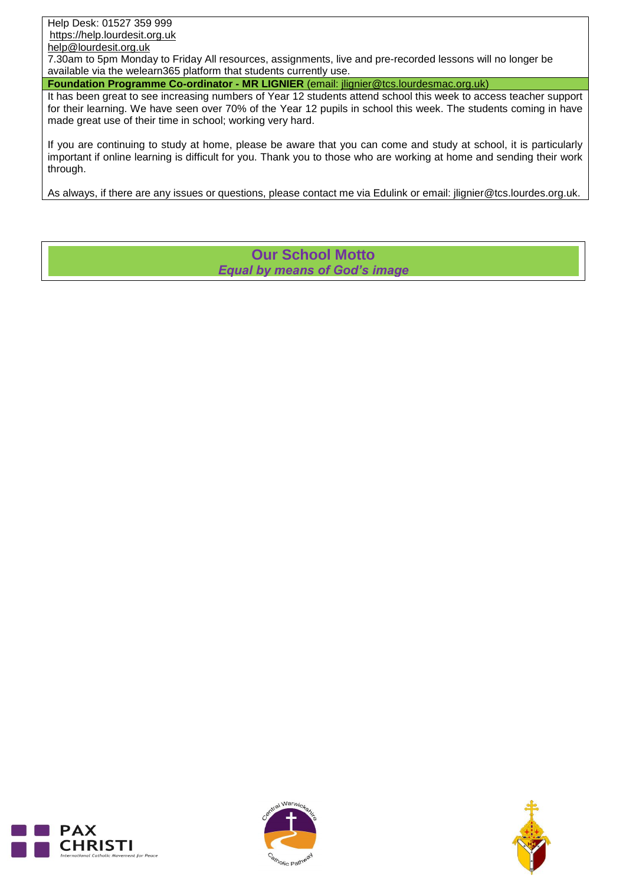Help Desk: 01527 359 999
https://help.lourdesit.org.uk
help@lourdesit.org.uk
7.30am to 5pm Monday to Friday All resources, assignments, live and pre-recorded lessons will no longer be available via the welearn365 platform that students currently use.

**Foundation Programme Co-ordinator - MR LIGNIER** (email: jlignier@tcs.lourdesmac.org.uk)

It has been great to see increasing numbers of Year 12 students attend school this week to access teacher support for their learning. We have seen over 70% of the Year 12 pupils in school this week. The students coming in have made great use of their time in school; working very hard.

If you are continuing to study at home, please be aware that you can come and study at school, it is particularly important if online learning is difficult for you. Thank you to those who are working at home and sending their work through.

As always, if there are any issues or questions, please contact me via Edulink or email: jlignier@tcs.lourdes.org.uk.

## Our School Motto

***Equal by means of God's image***